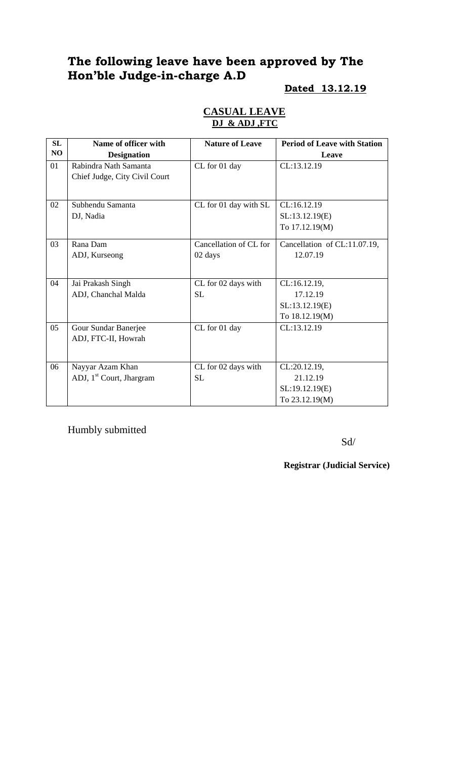# The following leave have been approved by The Hon'ble Judge-in-charge A.D

**Dated 13.12.19**

## CASUAL LEAVE
**DJ & ADJ ,FTC**

| SL NO | Name of officer with Designation | Nature of Leave | Period of Leave with Station Leave |
|---|---|---|---|
| 01 | Rabindra Nath Samanta<br>Chief Judge, City Civil Court | CL for 01 day | CL:13.12.19 |
| 02 | Subhendu Samanta<br>DJ, Nadia | CL for 01 day with SL | CL:16.12.19<br>SL:13.12.19(E)<br>To 17.12.19(M) |
| 03 | Rana Dam<br>ADJ, Kurseong | Cancellation of CL for 02 days | Cancellation of CL:11.07.19, 12.07.19 |
| 04 | Jai Prakash Singh<br>ADJ, Chanchal Malda | CL for 02 days with SL | CL:16.12.19, 17.12.19<br>SL:13.12.19(E)<br>To 18.12.19(M) |
| 05 | Gour Sundar Banerjee<br>ADJ, FTC-II, Howrah | CL for 01 day | CL:13.12.19 |
| 06 | Nayyar Azam Khan<br>ADJ, 1st Court, Jhargram | CL for 02 days with SL | CL:20.12.19, 21.12.19<br>SL:19.12.19(E)<br>To 23.12.19(M) |

Humbly submitted

Sd/

**Registrar (Judicial Service)**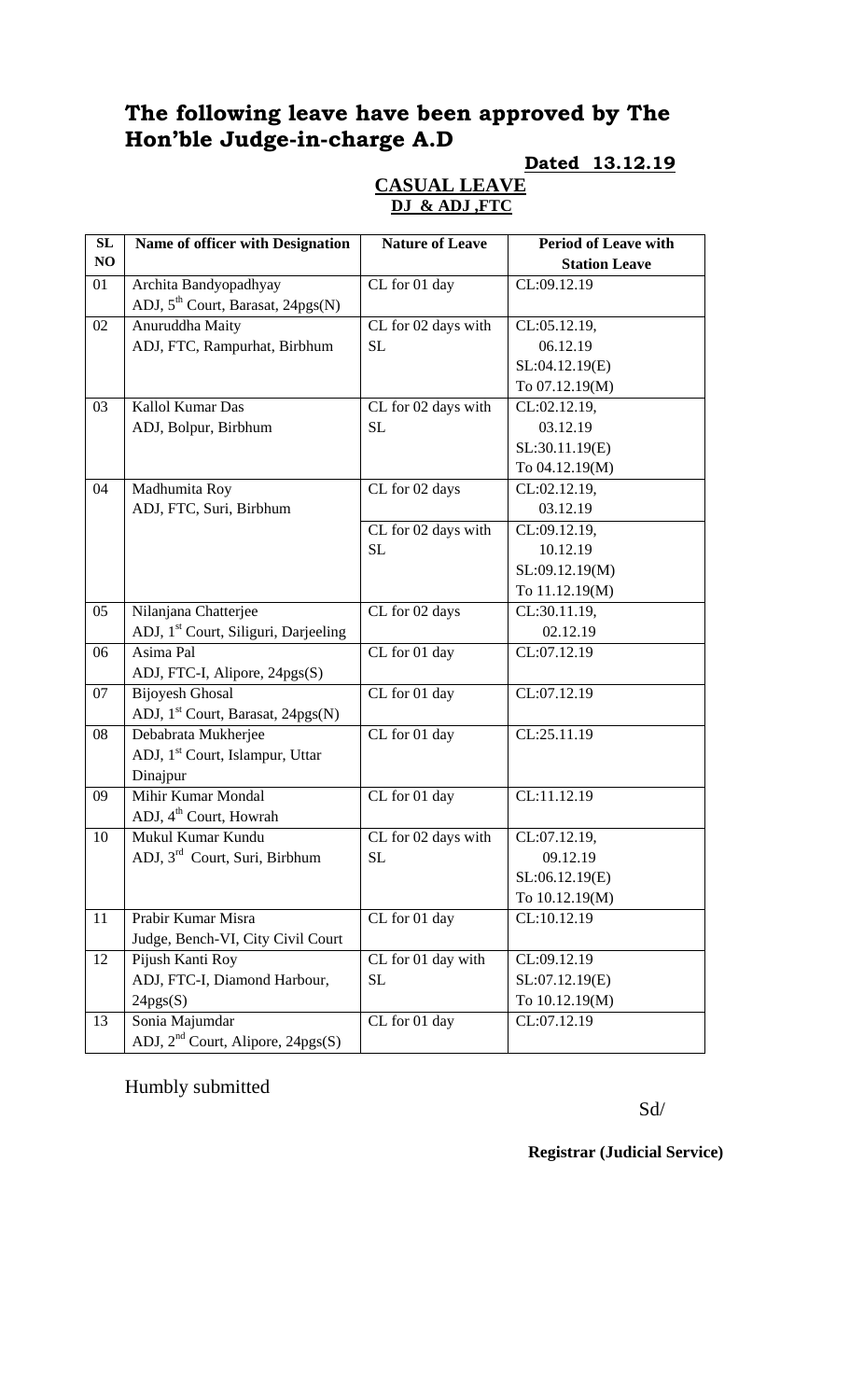## The following leave have been approved by The Hon'ble Judge-in-charge A.D

**Dated 13.12.19**

**CASUAL LEAVE**

**DJ & ADJ ,FTC**

| SL NO | Name of officer with Designation | Nature of Leave | Period of Leave with Station Leave |
|---|---|---|---|
| 01 | Archita Bandyopadhyay<br>ADJ, 5th Court, Barasat, 24pgs(N) | CL for 01 day | CL:09.12.19 |
| 02 | Anuruddha Maity<br>ADJ, FTC, Rampurhat, Birbhum | CL for 02 days with SL | CL:05.12.19, 06.12.19<br>SL:04.12.19(E) To 07.12.19(M) |
| 03 | Kallol Kumar Das<br>ADJ, Bolpur, Birbhum | CL for 02 days with SL | CL:02.12.19, 03.12.19<br>SL:30.11.19(E) To 04.12.19(M) |
| 04 | Madhumita Roy<br>ADJ, FTC, Suri, Birbhum | CL for 02 days | CL:02.12.19, 03.12.19 |
| | | CL for 02 days with SL | CL:09.12.19, 10.12.19<br>SL:09.12.19(M) To 11.12.19(M) |
| 05 | Nilanjana Chatterjee<br>ADJ, 1st Court, Siliguri, Darjeeling | CL for 02 days | CL:30.11.19, 02.12.19 |
| 06 | Asima Pal<br>ADJ, FTC-I, Alipore, 24pgs(S) | CL for 01 day | CL:07.12.19 |
| 07 | Bijoyesh Ghosal<br>ADJ, 1st Court, Barasat, 24pgs(N) | CL for 01 day | CL:07.12.19 |
| 08 | Debabrata Mukherjee<br>ADJ, 1st Court, Islampur, Uttar Dinajpur | CL for 01 day | CL:25.11.19 |
| 09 | Mihir Kumar Mondal<br>ADJ, 4th Court, Howrah | CL for 01 day | CL:11.12.19 |
| 10 | Mukul Kumar Kundu<br>ADJ, 3rd Court, Suri, Birbhum | CL for 02 days with SL | CL:07.12.19, 09.12.19<br>SL:06.12.19(E) To 10.12.19(M) |
| 11 | Prabir Kumar Misra<br>Judge, Bench-VI, City Civil Court | CL for 01 day | CL:10.12.19 |
| 12 | Pijush Kanti Roy<br>ADJ, FTC-I, Diamond Harbour, 24pgs(S) | CL for 01 day with SL | CL:09.12.19<br>SL:07.12.19(E) To 10.12.19(M) |
| 13 | Sonia Majumdar<br>ADJ, 2nd Court, Alipore, 24pgs(S) | CL for 01 day | CL:07.12.19 |

Humbly submitted

Sd/

**Registrar (Judicial Service)**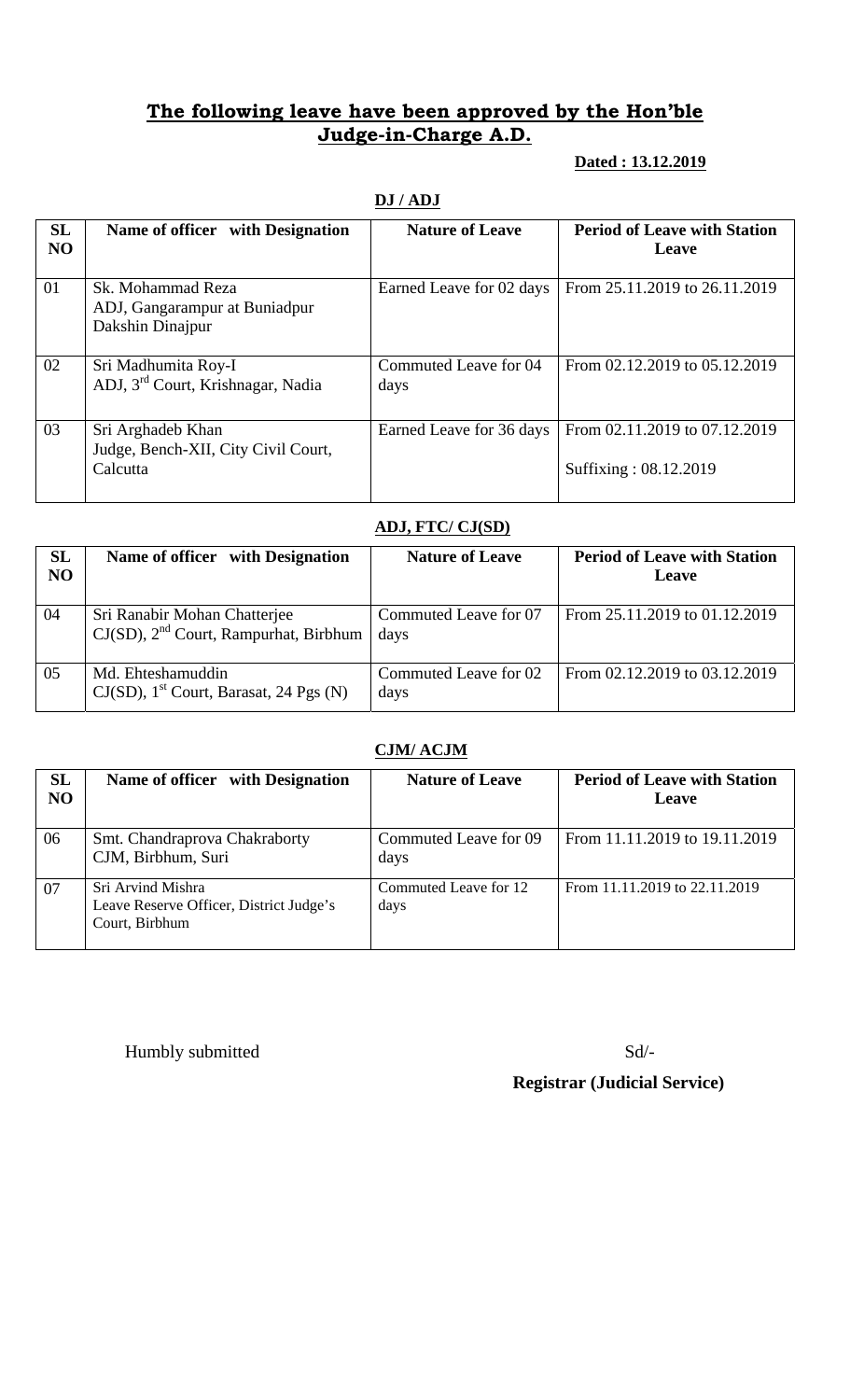## The following leave have been approved by the Hon'ble Judge-in-Charge A.D.

**Dated : 13.12.2019**

### DJ / ADJ

| SL NO | Name of officer with Designation | Nature of Leave | Period of Leave with Station Leave |
|---|---|---|---|
| 01 | Sk. Mohammad Reza ADJ, Gangarampur at Buniadpur Dakshin Dinajpur | Earned Leave for 02 days | From 25.11.2019 to 26.11.2019 |
| 02 | Sri Madhumita Roy-I ADJ, 3rd Court, Krishnagar, Nadia | Commuted Leave for 04 days | From 02.12.2019 to 05.12.2019 |
| 03 | Sri Arghadeb Khan Judge, Bench-XII, City Civil Court, Calcutta | Earned Leave for 36 days | From 02.11.2019 to 07.12.2019 Suffixing : 08.12.2019 |

### ADJ, FTC/ CJ(SD)

| SL NO | Name of officer with Designation | Nature of Leave | Period of Leave with Station Leave |
|---|---|---|---|
| 04 | Sri Ranabir Mohan Chatterjee CJ(SD), 2nd Court, Rampurhat, Birbhum | Commuted Leave for 07 days | From 25.11.2019 to 01.12.2019 |
| 05 | Md. Ehteshamuddin CJ(SD), 1st Court, Barasat, 24 Pgs (N) | Commuted Leave for 02 days | From 02.12.2019 to 03.12.2019 |

### CJM/ ACJM

| SL NO | Name of officer with Designation | Nature of Leave | Period of Leave with Station Leave |
|---|---|---|---|
| 06 | Smt. Chandraprova Chakraborty CJM, Birbhum, Suri | Commuted Leave for 09 days | From 11.11.2019 to 19.11.2019 |
| 07 | Sri Arvind Mishra Leave Reserve Officer, District Judge's Court, Birbhum | Commuted Leave for 12 days | From 11.11.2019 to 22.11.2019 |

Humbly submitted

Sd/-

**Registrar (Judicial Service)**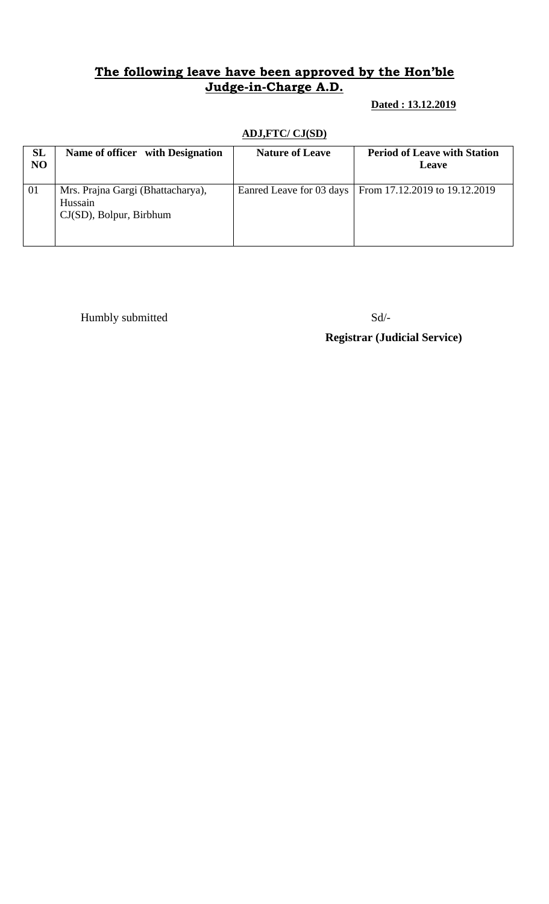## The following leave have been approved by the Hon'ble Judge-in-Charge A.D.

**Dated : 13.12.2019**

**ADJ,FTC/ CJ(SD)**

| SL NO | Name of officer with Designation | Nature of Leave | Period of Leave with Station Leave |
|---|---|---|---|
| 01 | Mrs. Prajna Gargi (Bhattacharya), Hussain CJ(SD), Bolpur, Birbhum | Eanred Leave for 03 days | From 17.12.2019 to 19.12.2019 |

Humbly submitted

Sd/-

**Registrar (Judicial Service)**